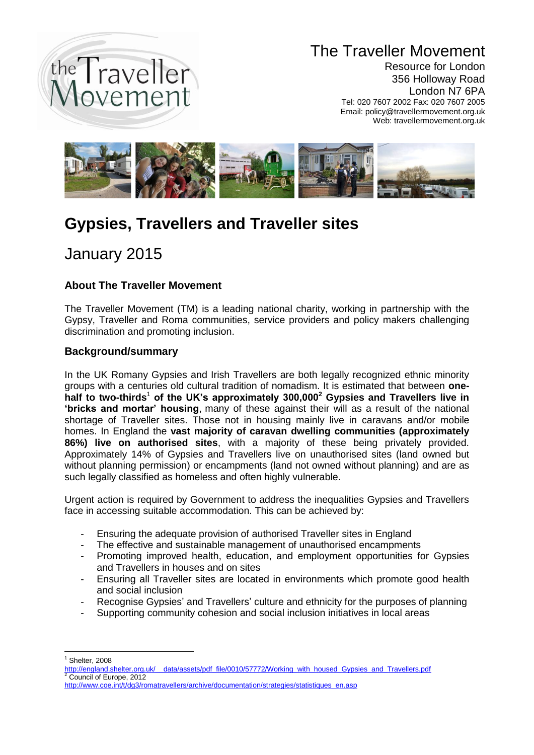# The Traveller Movement

Resource for London
356 Holloway Road
London N7 6PA
Tel: 020 7607 2002 Fax: 020 7607 2005
Email: policy@travellermovement.org.uk
Web: travellermovement.org.uk

# Gypsies, Travellers and Traveller sites

## January 2015

### About The Traveller Movement

The Traveller Movement (TM) is a leading national charity, working in partnership with the Gypsy, Traveller and Roma communities, service providers and policy makers challenging discrimination and promoting inclusion.

### Background/summary

In the UK Romany Gypsies and Irish Travellers are both legally recognized ethnic minority groups with a centuries old cultural tradition of nomadism. It is estimated that between **one-half to two-thirds**[1] **of the UK's approximately 300,000**[2] **Gypsies and Travellers live in 'bricks and mortar' housing**, many of these against their will as a result of the national shortage of Traveller sites. Those not in housing mainly live in caravans and/or mobile homes. In England the **vast majority of caravan dwelling communities (approximately 86%) live on authorised sites**, with a majority of these being privately provided. Approximately 14% of Gypsies and Travellers live on unauthorised sites (land owned but without planning permission) or encampments (land not owned without planning) and are as such legally classified as homeless and often highly vulnerable.

Urgent action is required by Government to address the inequalities Gypsies and Travellers face in accessing suitable accommodation. This can be achieved by:

- Ensuring the adequate provision of authorised Traveller sites in England
- The effective and sustainable management of unauthorised encampments
- Promoting improved health, education, and employment opportunities for Gypsies and Travellers in houses and on sites
- Ensuring all Traveller sites are located in environments which promote good health and social inclusion
- Recognise Gypsies' and Travellers' culture and ethnicity for the purposes of planning
- Supporting community cohesion and social inclusion initiatives in local areas

---

[1] Shelter, 2008
http://england.shelter.org.uk/__data/assets/pdf_file/0010/57772/Working_with_housed_Gypsies_and_Travellers.pdf

[2] Council of Europe, 2012
http://www.coe.int/t/dg3/romatravellers/archive/documentation/strategies/statistiques_en.asp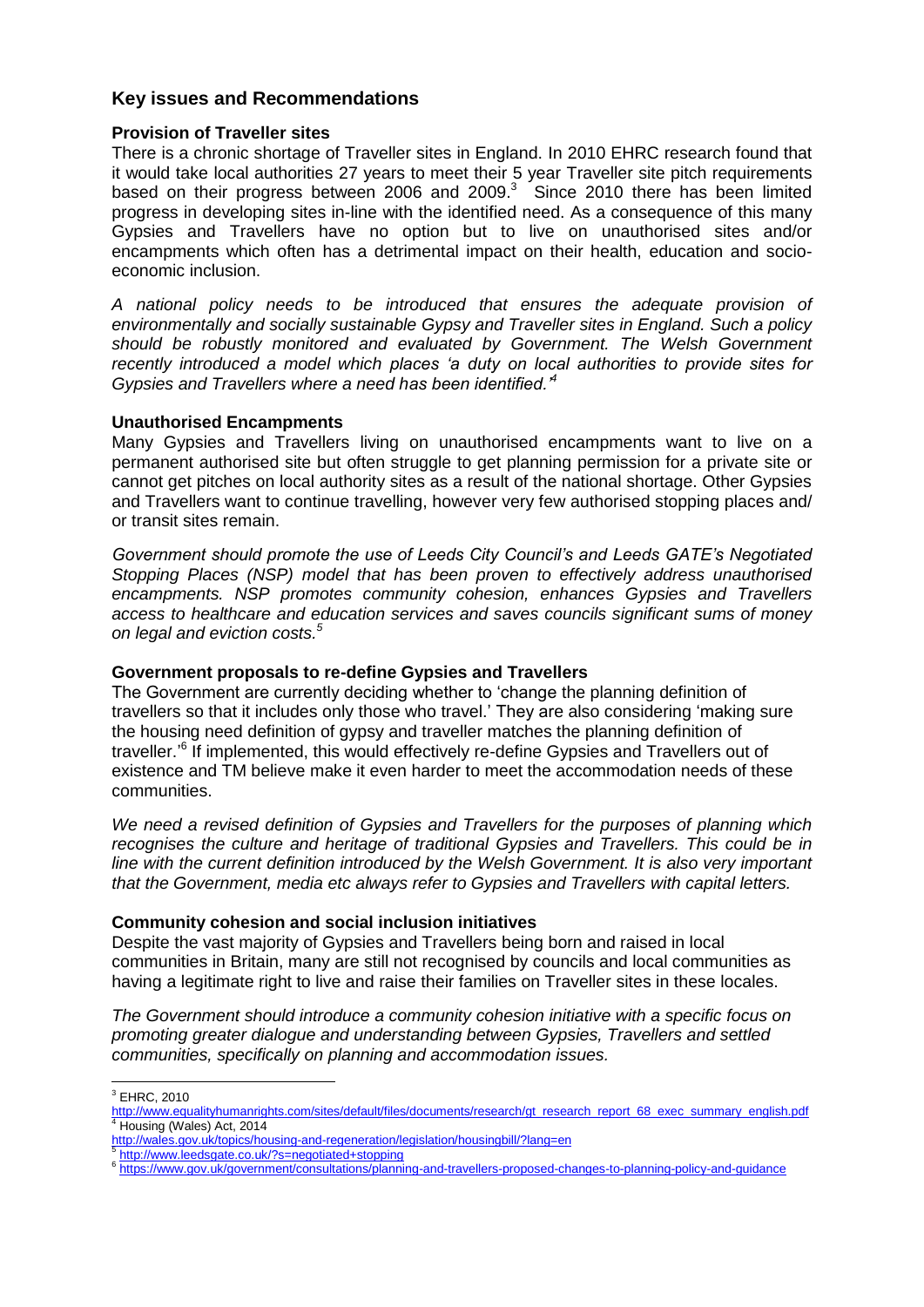## Key issues and Recommendations

**Provision of Traveller sites**

There is a chronic shortage of Traveller sites in England. In 2010 EHRC research found that it would take local authorities 27 years to meet their 5 year Traveller site pitch requirements based on their progress between 2006 and 2009.[3] Since 2010 there has been limited progress in developing sites in-line with the identified need. As a consequence of this many Gypsies and Travellers have no option but to live on unauthorised sites and/or encampments which often has a detrimental impact on their health, education and socio-economic inclusion.

*A national policy needs to be introduced that ensures the adequate provision of environmentally and socially sustainable Gypsy and Traveller sites in England. Such a policy should be robustly monitored and evaluated by Government. The Welsh Government recently introduced a model which places 'a duty on local authorities to provide sites for Gypsies and Travellers where a need has been identified.'[4]*

**Unauthorised Encampments**

Many Gypsies and Travellers living on unauthorised encampments want to live on a permanent authorised site but often struggle to get planning permission for a private site or cannot get pitches on local authority sites as a result of the national shortage. Other Gypsies and Travellers want to continue travelling, however very few authorised stopping places and/ or transit sites remain.

*Government should promote the use of Leeds City Council's and Leeds GATE's Negotiated Stopping Places (NSP) model that has been proven to effectively address unauthorised encampments. NSP promotes community cohesion, enhances Gypsies and Travellers access to healthcare and education services and saves councils significant sums of money on legal and eviction costs.[5]*

**Government proposals to re-define Gypsies and Travellers**

The Government are currently deciding whether to 'change the planning definition of travellers so that it includes only those who travel.' They are also considering 'making sure the housing need definition of gypsy and traveller matches the planning definition of traveller.'[6] If implemented, this would effectively re-define Gypsies and Travellers out of existence and TM believe make it even harder to meet the accommodation needs of these communities.

*We need a revised definition of Gypsies and Travellers for the purposes of planning which recognises the culture and heritage of traditional Gypsies and Travellers. This could be in line with the current definition introduced by the Welsh Government. It is also very important that the Government, media etc always refer to Gypsies and Travellers with capital letters.*

**Community cohesion and social inclusion initiatives**

Despite the vast majority of Gypsies and Travellers being born and raised in local communities in Britain, many are still not recognised by councils and local communities as having a legitimate right to live and raise their families on Traveller sites in these locales.

*The Government should introduce a community cohesion initiative with a specific focus on promoting greater dialogue and understanding between Gypsies, Travellers and settled communities, specifically on planning and accommodation issues.*

---

[3] EHRC, 2010 http://www.equalityhumanrights.com/sites/default/files/documents/research/gt_research_report_68_exec_summary_english.pdf

[4] Housing (Wales) Act, 2014 http://wales.gov.uk/topics/housing-and-regeneration/legislation/housingbill/?lang=en

[5] http://www.leedsgate.co.uk/?s=negotiated+stopping

[6] https://www.gov.uk/government/consultations/planning-and-travellers-proposed-changes-to-planning-policy-and-guidance